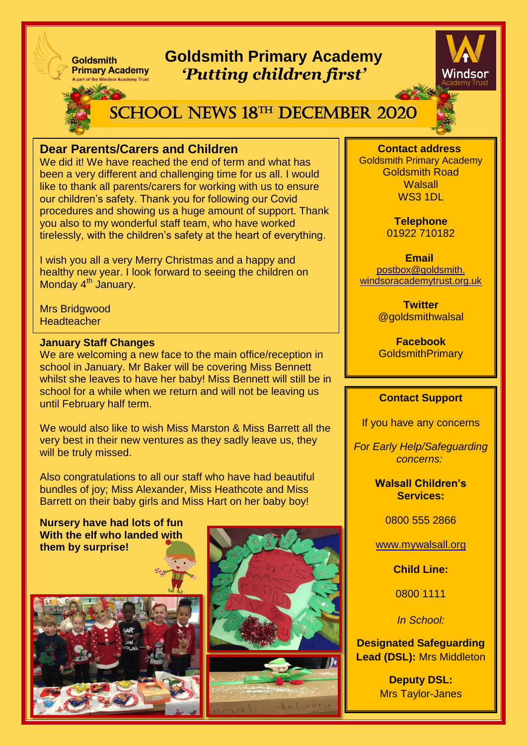Goldsmith Primary Academy
A part of the Windsor Academy Trust

# Goldsmith Primary Academy

*'Putting children first'*

Windsor Academy Trust

# SCHOOL NEWS 18TH DECEMBER 2020

## Dear Parents/Carers and Children

We did it! We have reached the end of term and what has been a very different and challenging time for us all. I would like to thank all parents/carers for working with us to ensure our children's safety. Thank you for following our Covid procedures and showing us a huge amount of support. Thank you also to my wonderful staff team, who have worked tirelessly, with the children's safety at the heart of everything.

I wish you all a very Merry Christmas and a happy and healthy new year. I look forward to seeing the children on Monday 4th January.

Mrs Bridgwood
Headteacher

### January Staff Changes

We are welcoming a new face to the main office/reception in school in January. Mr Baker will be covering Miss Bennett whilst she leaves to have her baby! Miss Bennett will still be in school for a while when we return and will not be leaving us until February half term.

We would also like to wish Miss Marston & Miss Barrett all the very best in their new ventures as they sadly leave us, they will be truly missed.

Also congratulations to all our staff who have had beautiful bundles of joy; Miss Alexander, Miss Heathcote and Miss Barrett on their baby girls and Miss Hart on her baby boy!

**Nursery have had lots of fun With the elf who landed with them by surprise!**

**Contact address**
Goldsmith Primary Academy
Goldsmith Road
Walsall
WS3 1DL

**Telephone**
01922 710182

**Email**
postbox@goldsmith.windsoracademytrust.org.uk

**Twitter**
@goldsmithwalsal

**Facebook**
GoldsmithPrimary

**Contact Support**

If you have any concerns

*For Early Help/Safeguarding concerns:*

**Walsall Children's Services:**

0800 555 2866

www.mywalsall.org

**Child Line:**

0800 1111

*In School:*

**Designated Safeguarding Lead (DSL):** Mrs Middleton

**Deputy DSL:**
Mrs Taylor-Janes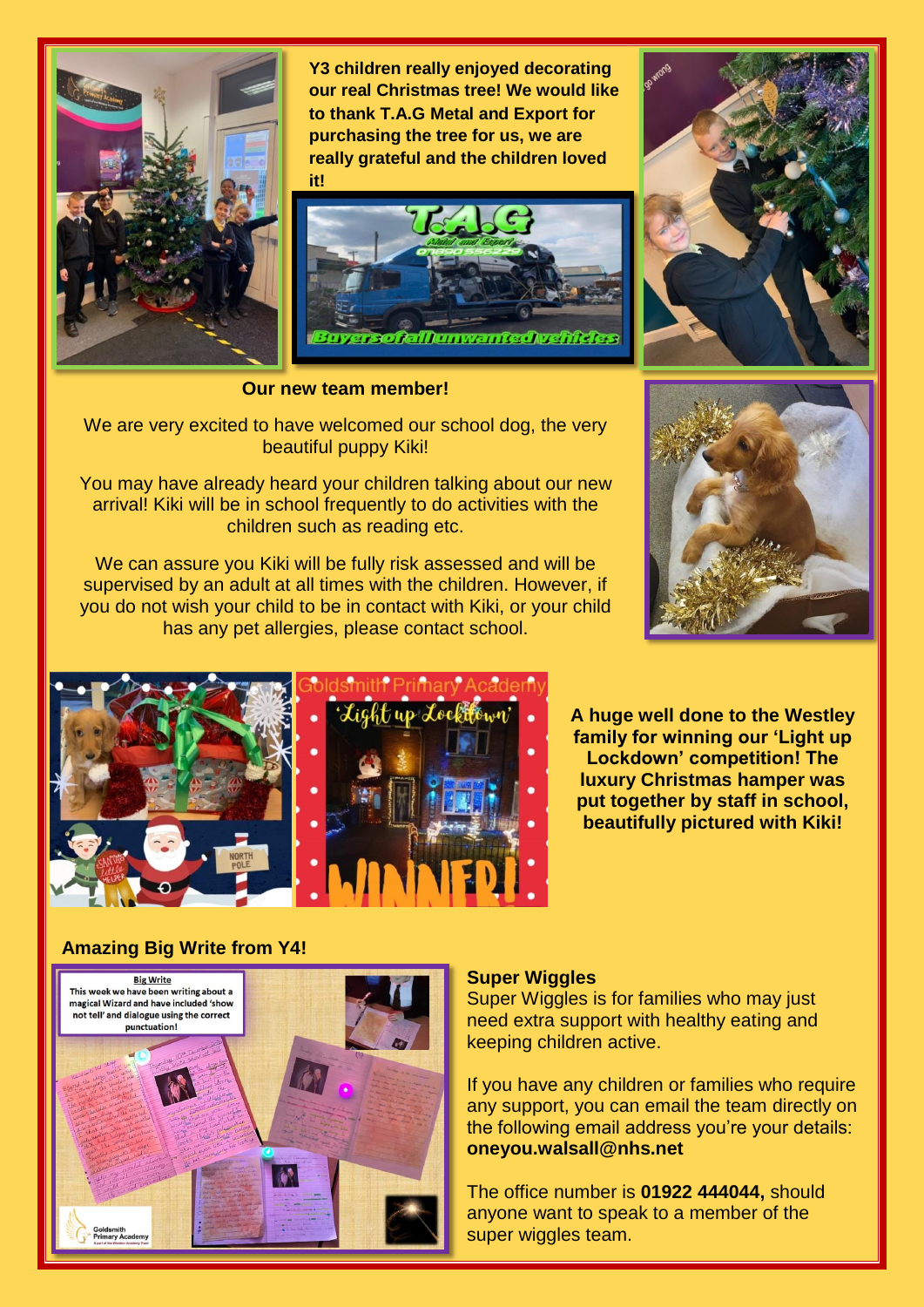**Y3 children really enjoyed decorating our real Christmas tree! We would like to thank T.A.G Metal and Export for purchasing the tree for us, we are really grateful and the children loved it!**

**Our new team member!**

We are very excited to have welcomed our school dog, the very beautiful puppy Kiki!

You may have already heard your children talking about our new arrival! Kiki will be in school frequently to do activities with the children such as reading etc.

We can assure you Kiki will be fully risk assessed and will be supervised by an adult at all times with the children. However, if you do not wish your child to be in contact with Kiki, or your child has any pet allergies, please contact school.

**A huge well done to the Westley family for winning our 'Light up Lockdown' competition! The luxury Christmas hamper was put together by staff in school, beautifully pictured with Kiki!**

**Amazing Big Write from Y4!**

**Super Wiggles**

Super Wiggles is for families who may just need extra support with healthy eating and keeping children active.

If you have any children or families who require any support, you can email the team directly on the following email address you're your details: **oneyou.walsall@nhs.net**

The office number is **01922 444044,** should anyone want to speak to a member of the super wiggles team.